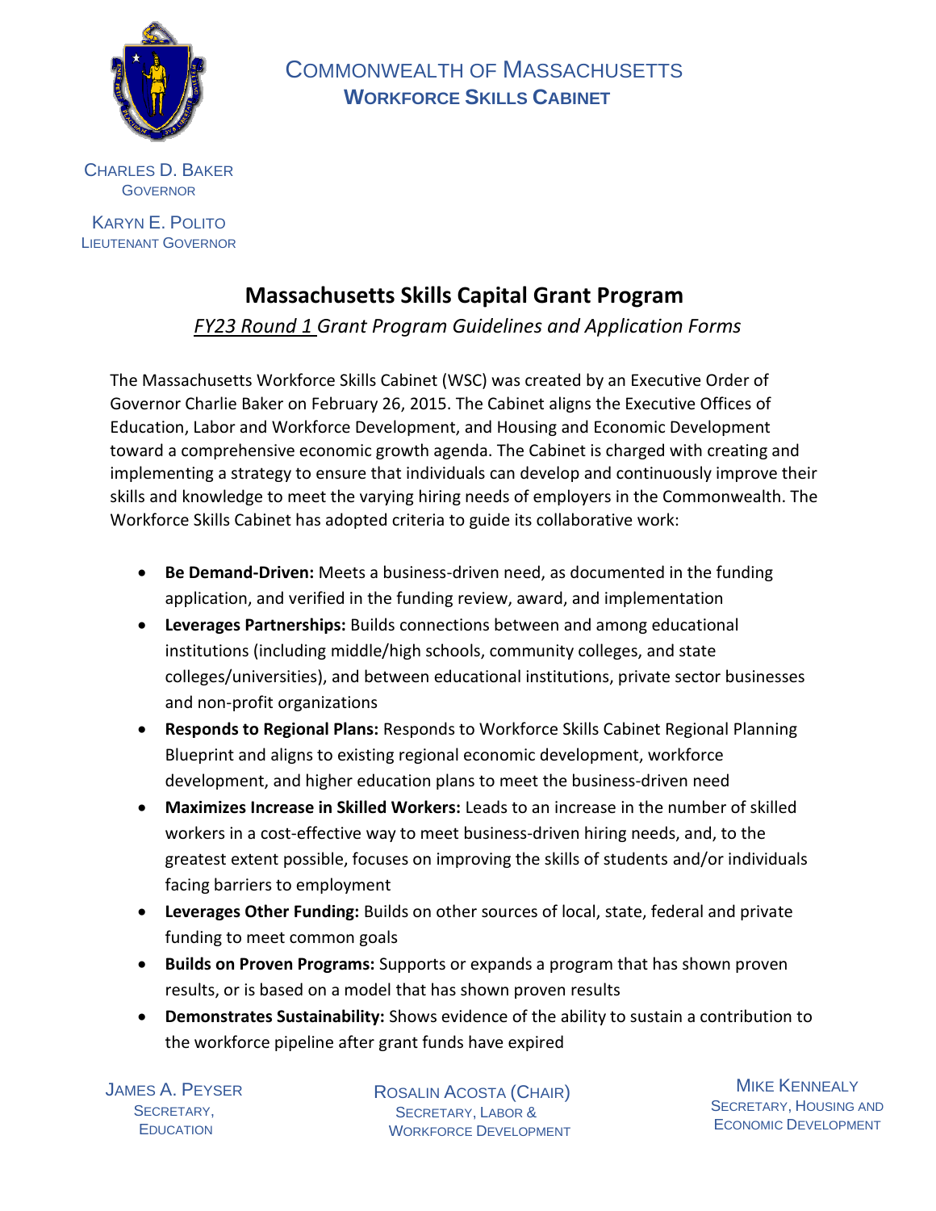COMMONWEALTH OF MASSACHUSETTS
**WORKFORCE SKILLS CABINET**

CHARLES D. BAKER
GOVERNOR

KARYN E. POLITO
LIEUTENANT GOVERNOR

# Massachusetts Skills Capital Grant Program

*FY23 Round 1 Grant Program Guidelines and Application Forms*

The Massachusetts Workforce Skills Cabinet (WSC) was created by an Executive Order of Governor Charlie Baker on February 26, 2015. The Cabinet aligns the Executive Offices of Education, Labor and Workforce Development, and Housing and Economic Development toward a comprehensive economic growth agenda. The Cabinet is charged with creating and implementing a strategy to ensure that individuals can develop and continuously improve their skills and knowledge to meet the varying hiring needs of employers in the Commonwealth. The Workforce Skills Cabinet has adopted criteria to guide its collaborative work:

- **Be Demand-Driven:** Meets a business-driven need, as documented in the funding application, and verified in the funding review, award, and implementation
- **Leverages Partnerships:** Builds connections between and among educational institutions (including middle/high schools, community colleges, and state colleges/universities), and between educational institutions, private sector businesses and non-profit organizations
- **Responds to Regional Plans:** Responds to Workforce Skills Cabinet Regional Planning Blueprint and aligns to existing regional economic development, workforce development, and higher education plans to meet the business-driven need
- **Maximizes Increase in Skilled Workers:** Leads to an increase in the number of skilled workers in a cost-effective way to meet business-driven hiring needs, and, to the greatest extent possible, focuses on improving the skills of students and/or individuals facing barriers to employment
- **Leverages Other Funding:** Builds on other sources of local, state, federal and private funding to meet common goals
- **Builds on Proven Programs:** Supports or expands a program that has shown proven results, or is based on a model that has shown proven results
- **Demonstrates Sustainability:** Shows evidence of the ability to sustain a contribution to the workforce pipeline after grant funds have expired

JAMES A. PEYSER
SECRETARY,
EDUCATION

ROSALIN ACOSTA (CHAIR)
SECRETARY, LABOR &
WORKFORCE DEVELOPMENT

MIKE KENNEALY
SECRETARY, HOUSING AND
ECONOMIC DEVELOPMENT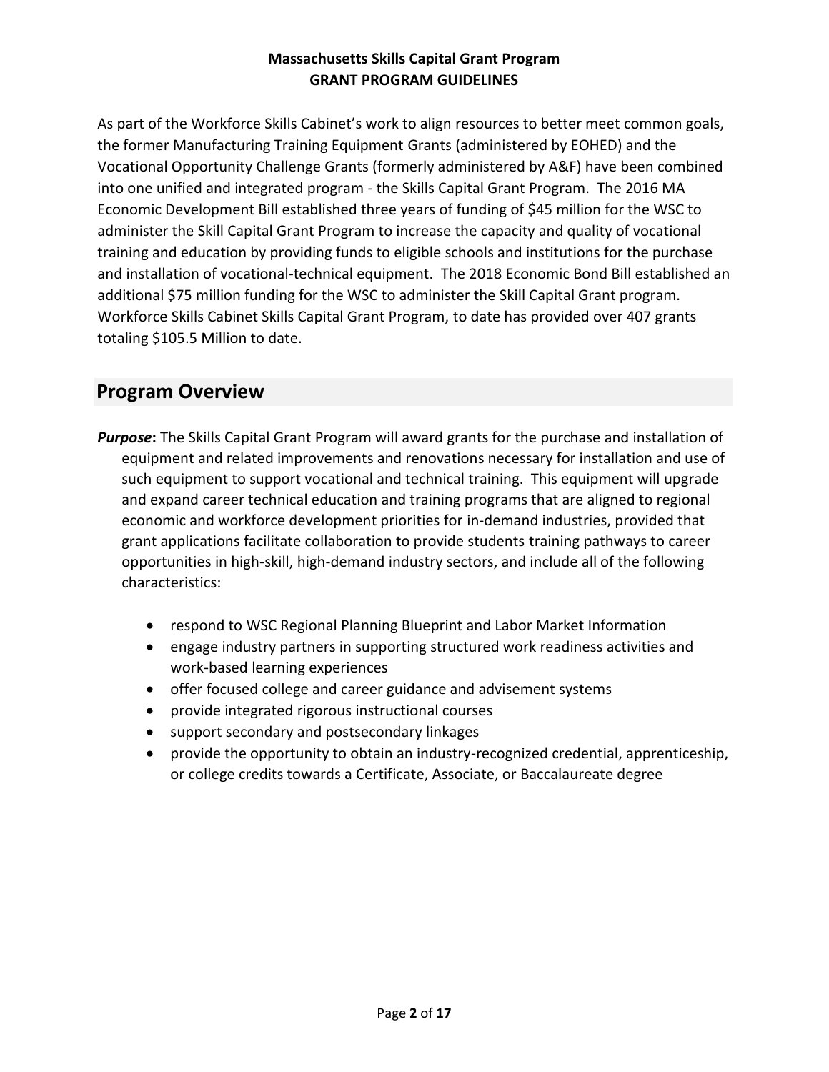**Massachusetts Skills Capital Grant Program**
**GRANT PROGRAM GUIDELINES**

As part of the Workforce Skills Cabinet's work to align resources to better meet common goals, the former Manufacturing Training Equipment Grants (administered by EOHED) and the Vocational Opportunity Challenge Grants (formerly administered by A&F) have been combined into one unified and integrated program - the Skills Capital Grant Program. The 2016 MA Economic Development Bill established three years of funding of $45 million for the WSC to administer the Skill Capital Grant Program to increase the capacity and quality of vocational training and education by providing funds to eligible schools and institutions for the purchase and installation of vocational-technical equipment. The 2018 Economic Bond Bill established an additional $75 million funding for the WSC to administer the Skill Capital Grant program. Workforce Skills Cabinet Skills Capital Grant Program, to date has provided over 407 grants totaling $105.5 Million to date.

## Program Overview

***Purpose*:** The Skills Capital Grant Program will award grants for the purchase and installation of equipment and related improvements and renovations necessary for installation and use of such equipment to support vocational and technical training. This equipment will upgrade and expand career technical education and training programs that are aligned to regional economic and workforce development priorities for in-demand industries, provided that grant applications facilitate collaboration to provide students training pathways to career opportunities in high-skill, high-demand industry sectors, and include all of the following characteristics:

- respond to WSC Regional Planning Blueprint and Labor Market Information
- engage industry partners in supporting structured work readiness activities and work-based learning experiences
- offer focused college and career guidance and advisement systems
- provide integrated rigorous instructional courses
- support secondary and postsecondary linkages
- provide the opportunity to obtain an industry-recognized credential, apprenticeship, or college credits towards a Certificate, Associate, or Baccalaureate degree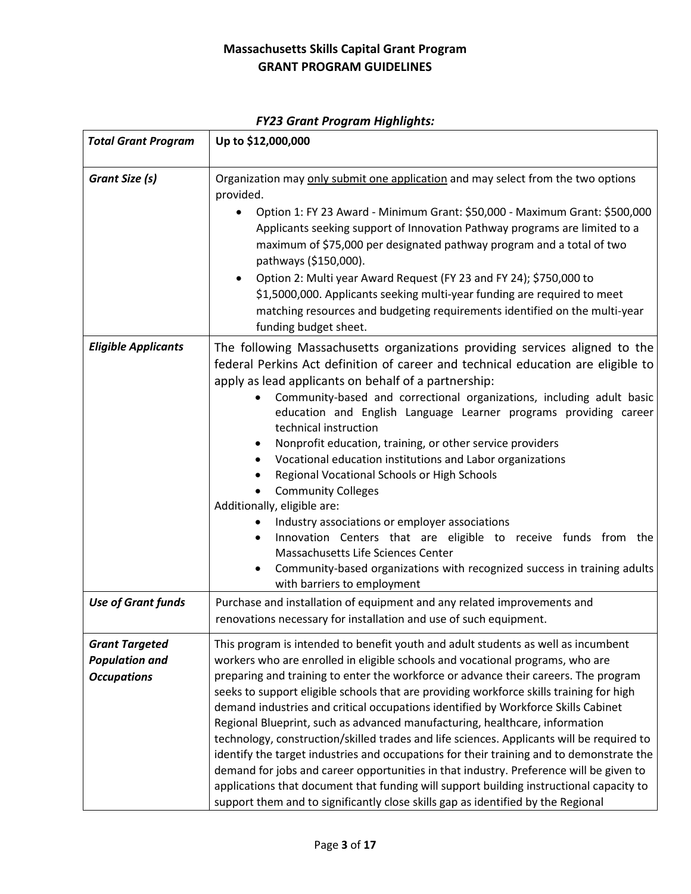**Massachusetts Skills Capital Grant Program**
**GRANT PROGRAM GUIDELINES**

### *FY23 Grant Program Highlights:*

| *Total Grant Program* | **Up to $12,000,000** |
|---|---|
| *Grant Size (s)* | Organization may <u>only submit one application</u> and may select from the two options provided.<br>• Option 1: FY 23 Award - Minimum Grant: $50,000 - Maximum Grant: $500,000 Applicants seeking support of Innovation Pathway programs are limited to a maximum of $75,000 per designated pathway program and a total of two pathways ($150,000).<br>• Option 2: Multi year Award Request (FY 23 and FY 24); $750,000 to $1,5000,000. Applicants seeking multi-year funding are required to meet matching resources and budgeting requirements identified on the multi-year funding budget sheet. |
| *Eligible Applicants* | The following Massachusetts organizations providing services aligned to the federal Perkins Act definition of career and technical education are eligible to apply as lead applicants on behalf of a partnership:<br>• Community-based and correctional organizations, including adult basic education and English Language Learner programs providing career technical instruction<br>• Nonprofit education, training, or other service providers<br>• Vocational education institutions and Labor organizations<br>• Regional Vocational Schools or High Schools<br>• Community Colleges<br>Additionally, eligible are:<br>• Industry associations or employer associations<br>• Innovation Centers that are eligible to receive funds from the Massachusetts Life Sciences Center<br>• Community-based organizations with recognized success in training adults with barriers to employment |
| *Use of Grant funds* | Purchase and installation of equipment and any related improvements and renovations necessary for installation and use of such equipment. |
| *Grant Targeted Population and Occupations* | This program is intended to benefit youth and adult students as well as incumbent workers who are enrolled in eligible schools and vocational programs, who are preparing and training to enter the workforce or advance their careers. The program seeks to support eligible schools that are providing workforce skills training for high demand industries and critical occupations identified by Workforce Skills Cabinet Regional Blueprint, such as advanced manufacturing, healthcare, information technology, construction/skilled trades and life sciences. Applicants will be required to identify the target industries and occupations for their training and to demonstrate the demand for jobs and career opportunities in that industry. Preference will be given to applications that document that funding will support building instructional capacity to support them and to significantly close skills gap as identified by the Regional |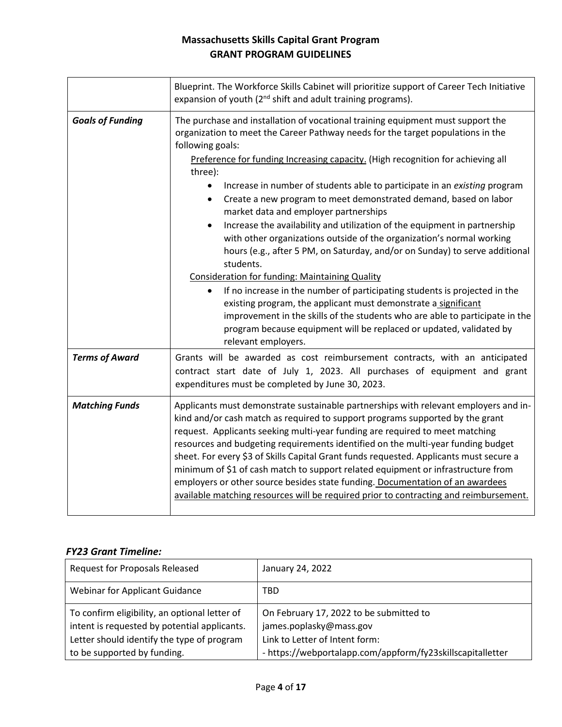| | |
|---|---|
| | Blueprint. The Workforce Skills Cabinet will prioritize support of Career Tech Initiative expansion of youth (2nd shift and adult training programs). |
| ***Goals of Funding*** | The purchase and installation of vocational training equipment must support the organization to meet the Career Pathway needs for the target populations in the following goals:<br><u>Preference for funding Increasing capacity.</u> (High recognition for achieving all three):<br>• Increase in number of students able to participate in an *existing* program<br>• Create a new program to meet demonstrated demand, based on labor market data and employer partnerships<br>• Increase the availability and utilization of the equipment in partnership with other organizations outside of the organization's normal working hours (e.g., after 5 PM, on Saturday, and/or on Sunday) to serve additional students.<br><u>Consideration for funding: Maintaining Quality</u><br>• If no increase in the number of participating students is projected in the existing program, the applicant must demonstrate a <u>significant</u> improvement in the skills of the students who are able to participate in the program because equipment will be replaced or updated, validated by relevant employers. |
| ***Terms of Award*** | Grants will be awarded as cost reimbursement contracts, with an anticipated contract start date of July 1, 2023. All purchases of equipment and grant expenditures must be completed by June 30, 2023. |
| ***Matching Funds*** | Applicants must demonstrate sustainable partnerships with relevant employers and in-kind and/or cash match as required to support programs supported by the grant request. Applicants seeking multi-year funding are required to meet matching resources and budgeting requirements identified on the multi-year funding budget sheet. For every $3 of Skills Capital Grant funds requested. Applicants must secure a minimum of $1 of cash match to support related equipment or infrastructure from employers or other source besides state funding. <u>Documentation of an awardees available matching resources will be required prior to contracting and reimbursement.</u> |

### *FY23 Grant Timeline:*

| | |
|---|---|
| Request for Proposals Released | January 24, 2022 |
| Webinar for Applicant Guidance | TBD |
| To confirm eligibility, an optional letter of intent is requested by potential applicants. Letter should identify the type of program to be supported by funding. | On February 17, 2022 to be submitted to james.poplasky@mass.gov<br>Link to Letter of Intent form:<br>- https://webportalapp.com/appform/fy23skillscapitalletter |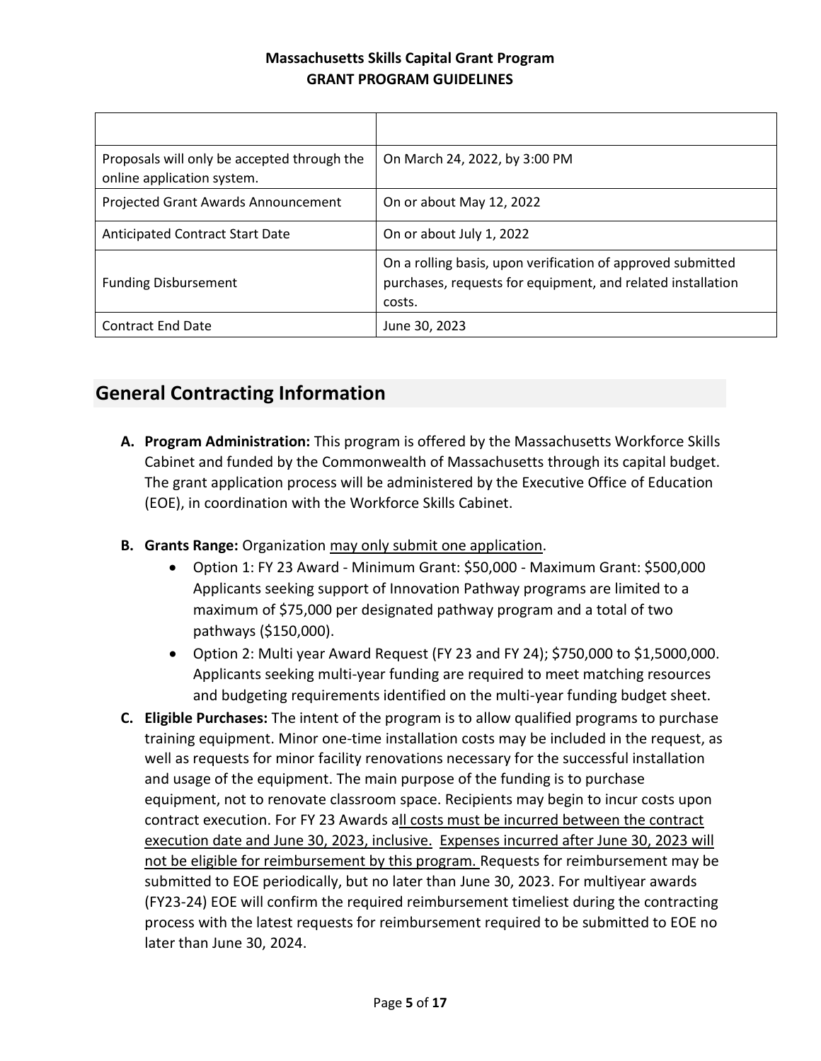| | |
|---|---|
| Proposals will only be accepted through the online application system. | On March 24, 2022, by 3:00 PM |
| Projected Grant Awards Announcement | On or about May 12, 2022 |
| Anticipated Contract Start Date | On or about July 1, 2022 |
| Funding Disbursement | On a rolling basis, upon verification of approved submitted purchases, requests for equipment, and related installation costs. |
| Contract End Date | June 30, 2023 |

## General Contracting Information

**A. Program Administration:** This program is offered by the Massachusetts Workforce Skills Cabinet and funded by the Commonwealth of Massachusetts through its capital budget. The grant application process will be administered by the Executive Office of Education (EOE), in coordination with the Workforce Skills Cabinet.

**B. Grants Range:** Organization may only submit one application.

- Option 1: FY 23 Award - Minimum Grant: $50,000 - Maximum Grant: $500,000 Applicants seeking support of Innovation Pathway programs are limited to a maximum of $75,000 per designated pathway program and a total of two pathways ($150,000).
- Option 2: Multi year Award Request (FY 23 and FY 24); $750,000 to $1,5000,000. Applicants seeking multi-year funding are required to meet matching resources and budgeting requirements identified on the multi-year funding budget sheet.

**C. Eligible Purchases:** The intent of the program is to allow qualified programs to purchase training equipment. Minor one-time installation costs may be included in the request, as well as requests for minor facility renovations necessary for the successful installation and usage of the equipment. The main purpose of the funding is to purchase equipment, not to renovate classroom space. Recipients may begin to incur costs upon contract execution. For FY 23 Awards all costs must be incurred between the contract execution date and June 30, 2023, inclusive. Expenses incurred after June 30, 2023 will not be eligible for reimbursement by this program. Requests for reimbursement may be submitted to EOE periodically, but no later than June 30, 2023. For multiyear awards (FY23-24) EOE will confirm the required reimbursement timeliest during the contracting process with the latest requests for reimbursement required to be submitted to EOE no later than June 30, 2024.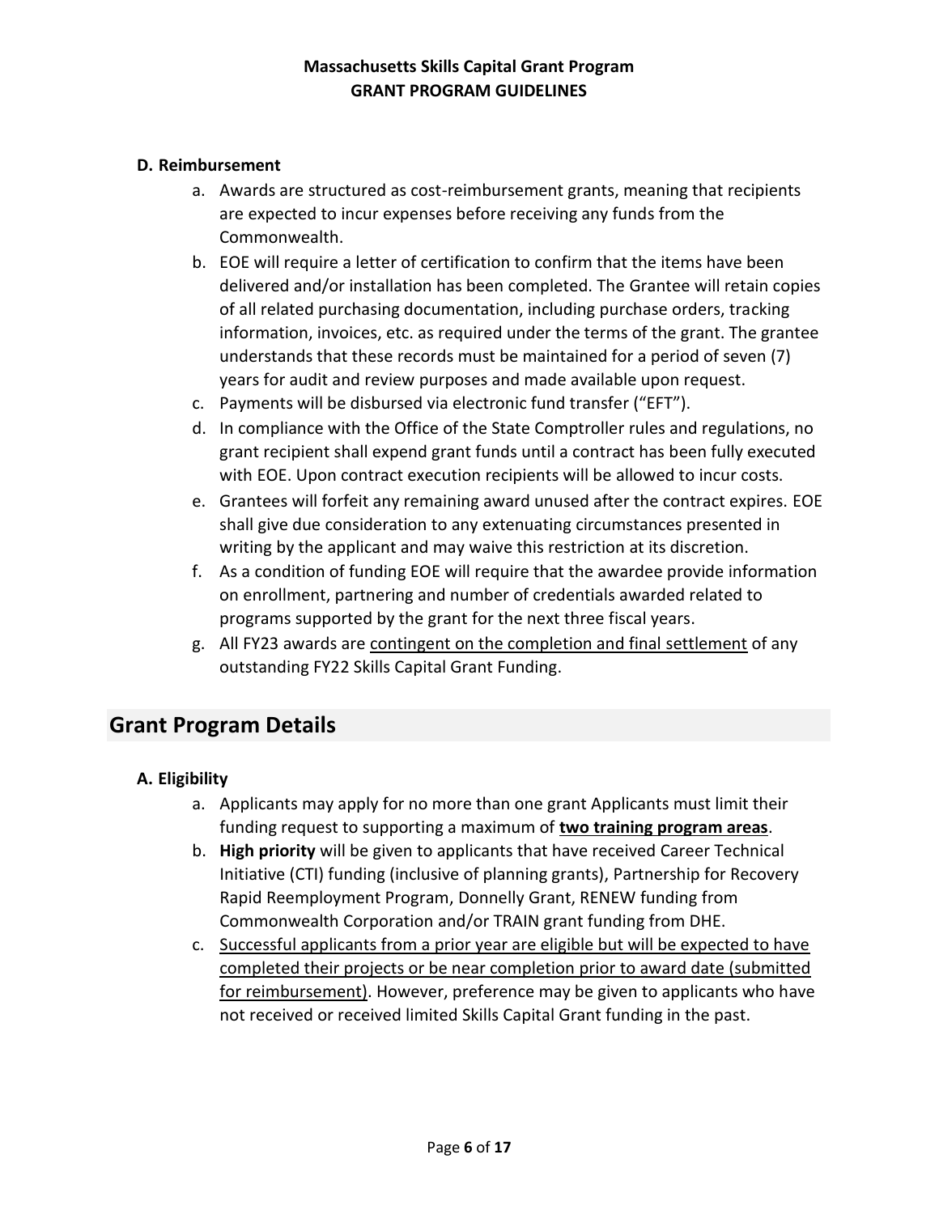### D. Reimbursement

a. Awards are structured as cost-reimbursement grants, meaning that recipients are expected to incur expenses before receiving any funds from the Commonwealth.
b. EOE will require a letter of certification to confirm that the items have been delivered and/or installation has been completed. The Grantee will retain copies of all related purchasing documentation, including purchase orders, tracking information, invoices, etc. as required under the terms of the grant. The grantee understands that these records must be maintained for a period of seven (7) years for audit and review purposes and made available upon request.
c. Payments will be disbursed via electronic fund transfer ("EFT").
d. In compliance with the Office of the State Comptroller rules and regulations, no grant recipient shall expend grant funds until a contract has been fully executed with EOE. Upon contract execution recipients will be allowed to incur costs.
e. Grantees will forfeit any remaining award unused after the contract expires. EOE shall give due consideration to any extenuating circumstances presented in writing by the applicant and may waive this restriction at its discretion.
f. As a condition of funding EOE will require that the awardee provide information on enrollment, partnering and number of credentials awarded related to programs supported by the grant for the next three fiscal years.
g. All FY23 awards are <u>contingent on the completion and final settlement</u> of any outstanding FY22 Skills Capital Grant Funding.

## Grant Program Details

### A. Eligibility

a. Applicants may apply for no more than one grant Applicants must limit their funding request to supporting a maximum of **<u>two training program areas</u>**.
b. **High priority** will be given to applicants that have received Career Technical Initiative (CTI) funding (inclusive of planning grants), Partnership for Recovery Rapid Reemployment Program, Donnelly Grant, RENEW funding from Commonwealth Corporation and/or TRAIN grant funding from DHE.
c. <u>Successful applicants from a prior year are eligible but will be expected to have completed their projects or be near completion prior to award date (submitted for reimbursement)</u>. However, preference may be given to applicants who have not received or received limited Skills Capital Grant funding in the past.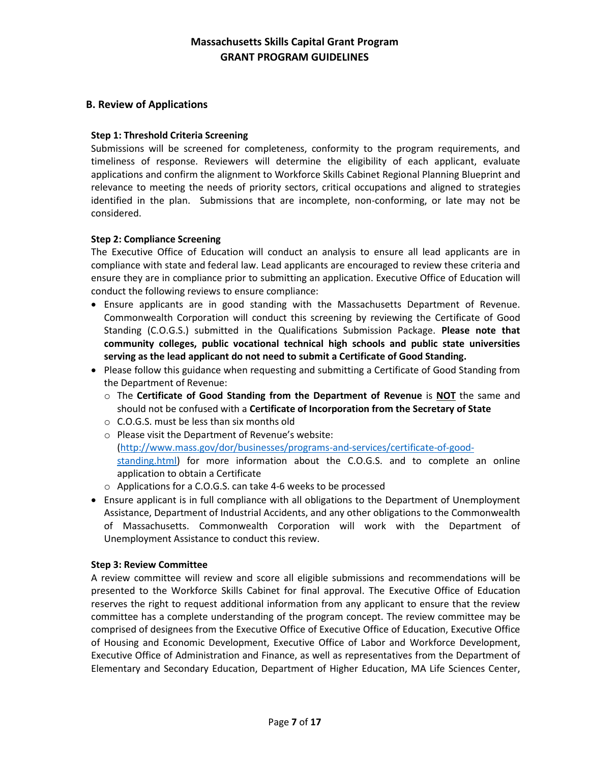## B. Review of Applications

**Step 1: Threshold Criteria Screening**

Submissions will be screened for completeness, conformity to the program requirements, and timeliness of response. Reviewers will determine the eligibility of each applicant, evaluate applications and confirm the alignment to Workforce Skills Cabinet Regional Planning Blueprint and relevance to meeting the needs of priority sectors, critical occupations and aligned to strategies identified in the plan. Submissions that are incomplete, non-conforming, or late may not be considered.

**Step 2: Compliance Screening**

The Executive Office of Education will conduct an analysis to ensure all lead applicants are in compliance with state and federal law. Lead applicants are encouraged to review these criteria and ensure they are in compliance prior to submitting an application. Executive Office of Education will conduct the following reviews to ensure compliance:

- Ensure applicants are in good standing with the Massachusetts Department of Revenue. Commonwealth Corporation will conduct this screening by reviewing the Certificate of Good Standing (C.O.G.S.) submitted in the Qualifications Submission Package. **Please note that community colleges, public vocational technical high schools and public state universities serving as the lead applicant do not need to submit a Certificate of Good Standing.**
- Please follow this guidance when requesting and submitting a Certificate of Good Standing from the Department of Revenue:
  - The **Certificate of Good Standing from the Department of Revenue** is **NOT** the same and should not be confused with a **Certificate of Incorporation from the Secretary of State**
  - C.O.G.S. must be less than six months old
  - Please visit the Department of Revenue's website: (http://www.mass.gov/dor/businesses/programs-and-services/certificate-of-good-standing.html) for more information about the C.O.G.S. and to complete an online application to obtain a Certificate
  - Applications for a C.O.G.S. can take 4-6 weeks to be processed
- Ensure applicant is in full compliance with all obligations to the Department of Unemployment Assistance, Department of Industrial Accidents, and any other obligations to the Commonwealth of Massachusetts. Commonwealth Corporation will work with the Department of Unemployment Assistance to conduct this review.

**Step 3: Review Committee**

A review committee will review and score all eligible submissions and recommendations will be presented to the Workforce Skills Cabinet for final approval. The Executive Office of Education reserves the right to request additional information from any applicant to ensure that the review committee has a complete understanding of the program concept. The review committee may be comprised of designees from the Executive Office of Executive Office of Education, Executive Office of Housing and Economic Development, Executive Office of Labor and Workforce Development, Executive Office of Administration and Finance, as well as representatives from the Department of Elementary and Secondary Education, Department of Higher Education, MA Life Sciences Center,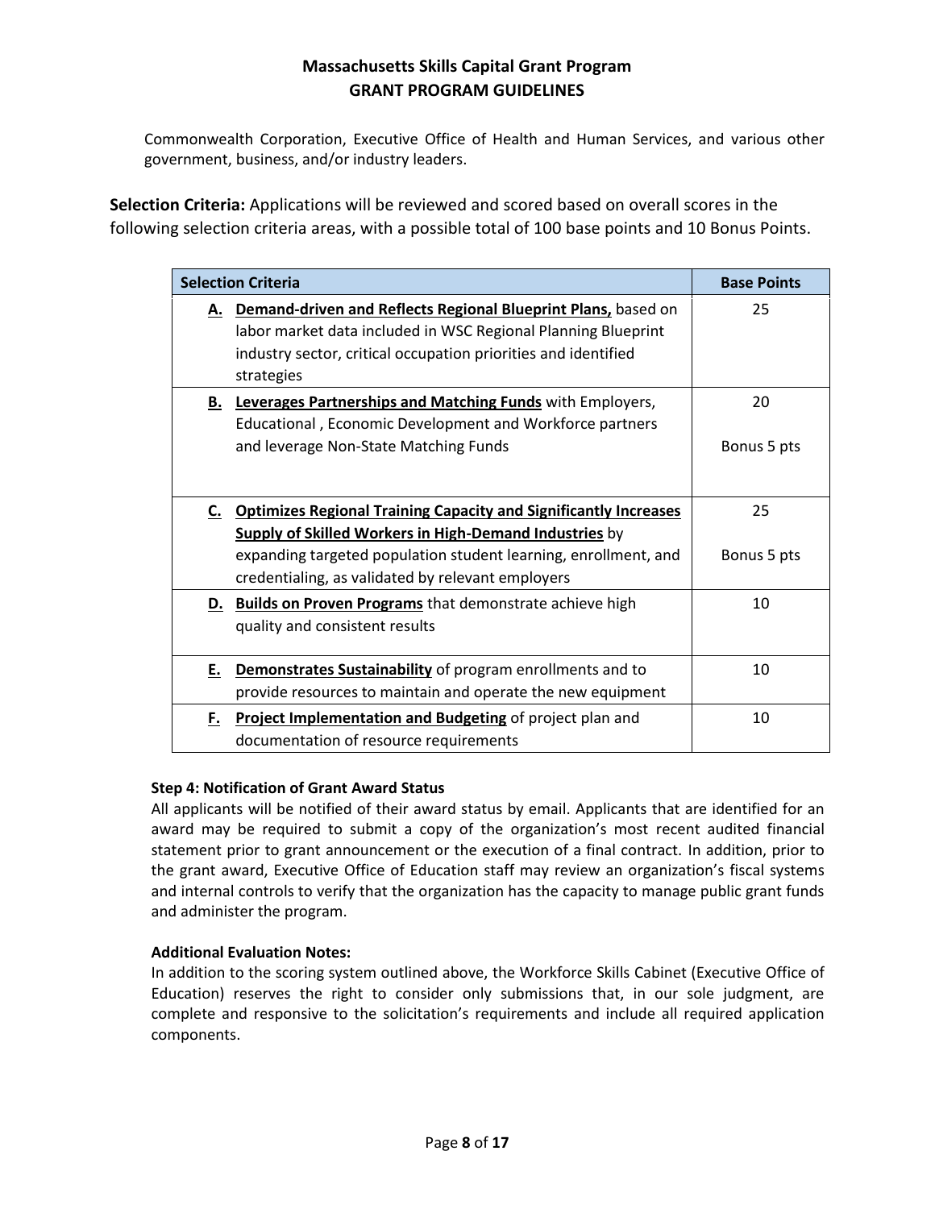Commonwealth Corporation, Executive Office of Health and Human Services, and various other government, business, and/or industry leaders.

**Selection Criteria:** Applications will be reviewed and scored based on overall scores in the following selection criteria areas, with a possible total of 100 base points and 10 Bonus Points.

| Selection Criteria | Base Points |
|---|---|
| **A. Demand-driven and Reflects Regional Blueprint Plans,** based on labor market data included in WSC Regional Planning Blueprint industry sector, critical occupation priorities and identified strategies | 25 |
| **B. Leverages Partnerships and Matching Funds** with Employers, Educational , Economic Development and Workforce partners and leverage Non-State Matching Funds | 20<br><br>Bonus 5 pts |
| **C. Optimizes Regional Training Capacity and Significantly Increases Supply of Skilled Workers in High-Demand Industries** by expanding targeted population student learning, enrollment, and credentialing, as validated by relevant employers | 25<br><br>Bonus 5 pts |
| **D. Builds on Proven Programs** that demonstrate achieve high quality and consistent results | 10 |
| **E. Demonstrates Sustainability** of program enrollments and to provide resources to maintain and operate the new equipment | 10 |
| **F. Project Implementation and Budgeting** of project plan and documentation of resource requirements | 10 |

**Step 4: Notification of Grant Award Status**

All applicants will be notified of their award status by email. Applicants that are identified for an award may be required to submit a copy of the organization's most recent audited financial statement prior to grant announcement or the execution of a final contract. In addition, prior to the grant award, Executive Office of Education staff may review an organization's fiscal systems and internal controls to verify that the organization has the capacity to manage public grant funds and administer the program.

**Additional Evaluation Notes:**

In addition to the scoring system outlined above, the Workforce Skills Cabinet (Executive Office of Education) reserves the right to consider only submissions that, in our sole judgment, are complete and responsive to the solicitation's requirements and include all required application components.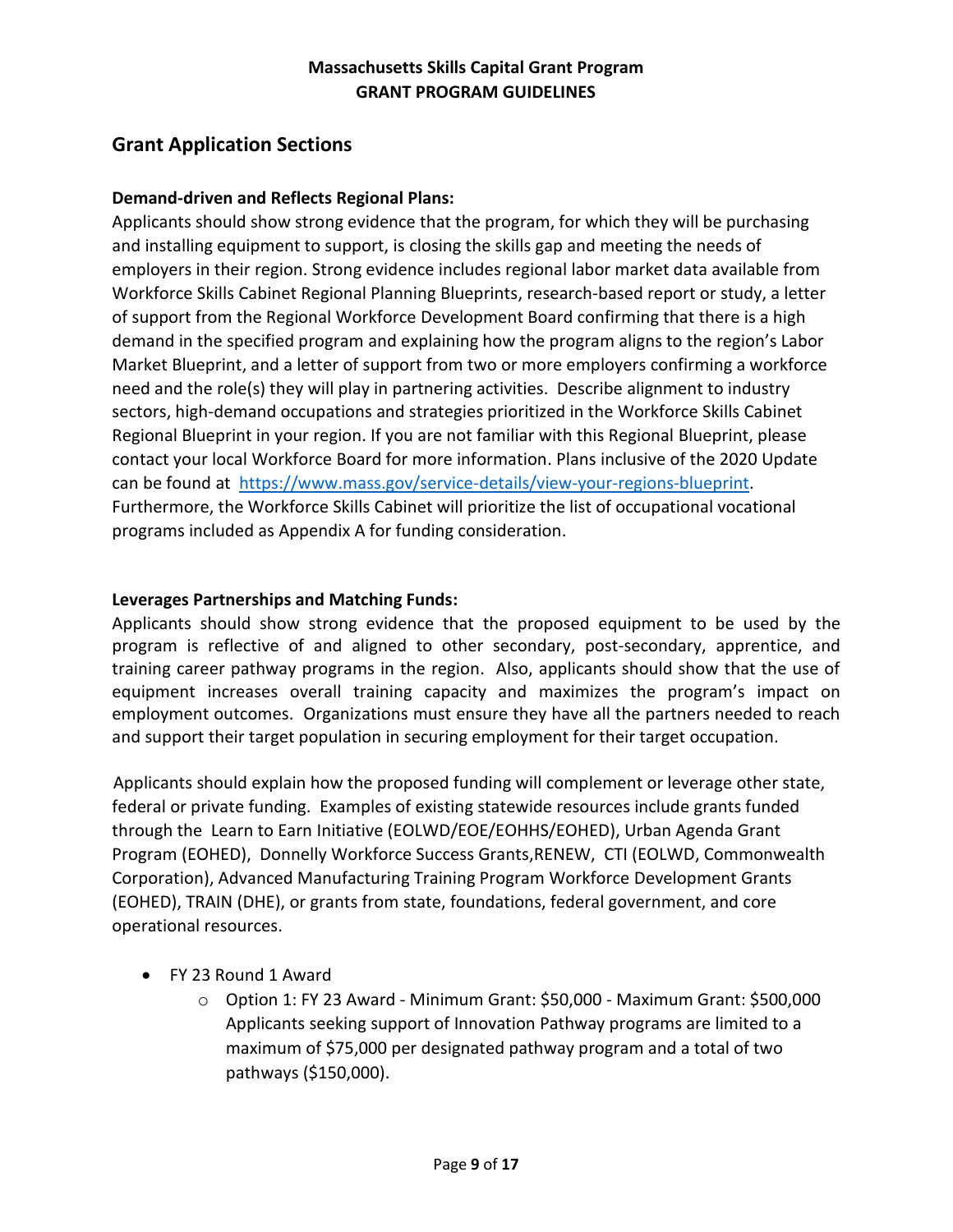## Grant Application Sections

**Demand-driven and Reflects Regional Plans:**
Applicants should show strong evidence that the program, for which they will be purchasing and installing equipment to support, is closing the skills gap and meeting the needs of employers in their region. Strong evidence includes regional labor market data available from Workforce Skills Cabinet Regional Planning Blueprints, research-based report or study, a letter of support from the Regional Workforce Development Board confirming that there is a high demand in the specified program and explaining how the program aligns to the region's Labor Market Blueprint, and a letter of support from two or more employers confirming a workforce need and the role(s) they will play in partnering activities. Describe alignment to industry sectors, high-demand occupations and strategies prioritized in the Workforce Skills Cabinet Regional Blueprint in your region. If you are not familiar with this Regional Blueprint, please contact your local Workforce Board for more information. Plans inclusive of the 2020 Update can be found at https://www.mass.gov/service-details/view-your-regions-blueprint. Furthermore, the Workforce Skills Cabinet will prioritize the list of occupational vocational programs included as Appendix A for funding consideration.

**Leverages Partnerships and Matching Funds:**
Applicants should show strong evidence that the proposed equipment to be used by the program is reflective of and aligned to other secondary, post-secondary, apprentice, and training career pathway programs in the region. Also, applicants should show that the use of equipment increases overall training capacity and maximizes the program's impact on employment outcomes. Organizations must ensure they have all the partners needed to reach and support their target population in securing employment for their target occupation.

Applicants should explain how the proposed funding will complement or leverage other state, federal or private funding. Examples of existing statewide resources include grants funded through the Learn to Earn Initiative (EOLWD/EOE/EOHHS/EOHED), Urban Agenda Grant Program (EOHED), Donnelly Workforce Success Grants,RENEW, CTI (EOLWD, Commonwealth Corporation), Advanced Manufacturing Training Program Workforce Development Grants (EOHED), TRAIN (DHE), or grants from state, foundations, federal government, and core operational resources.

- FY 23 Round 1 Award
  - Option 1: FY 23 Award - Minimum Grant: $50,000 - Maximum Grant: $500,000 Applicants seeking support of Innovation Pathway programs are limited to a maximum of $75,000 per designated pathway program and a total of two pathways ($150,000).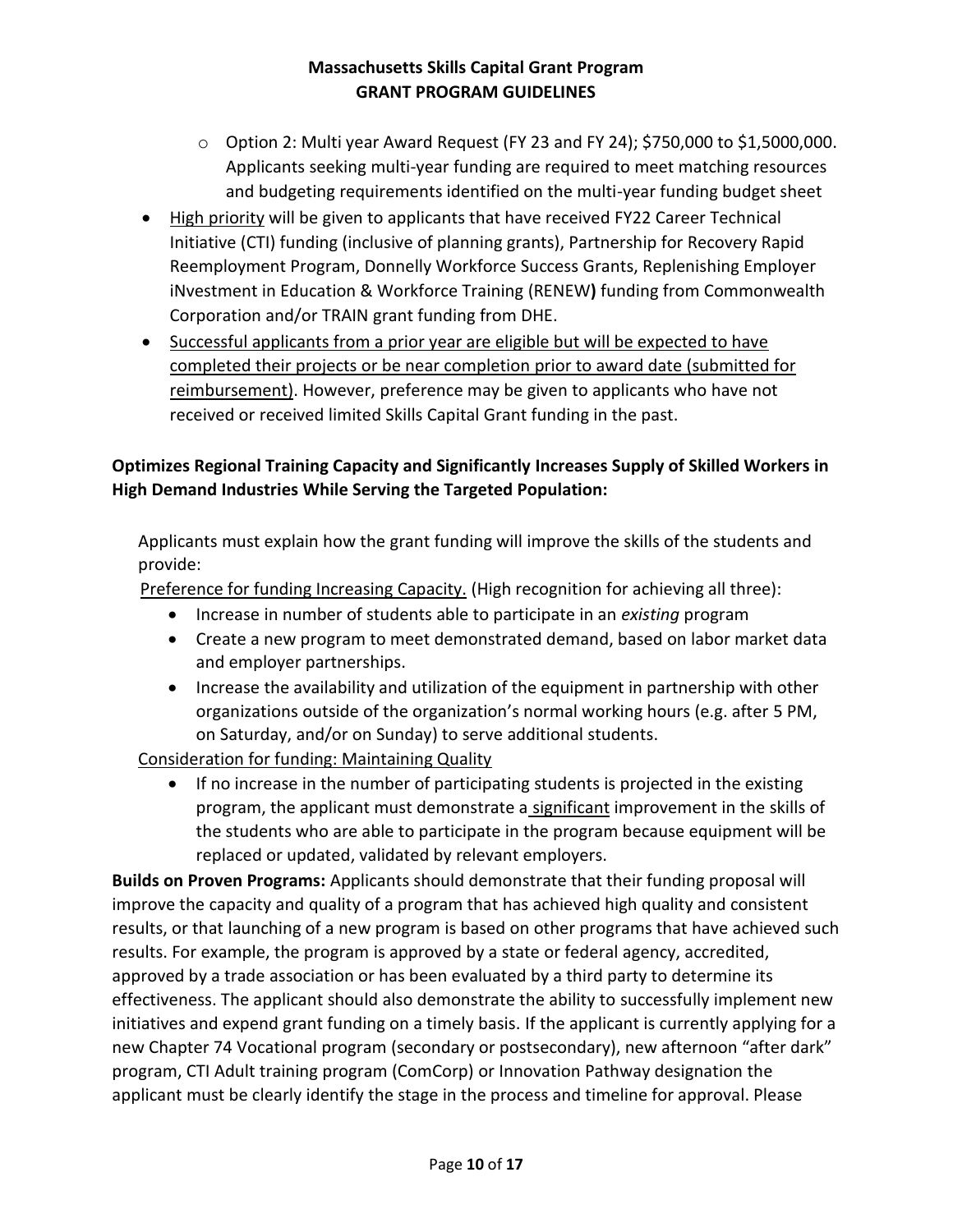- Option 2: Multi year Award Request (FY 23 and FY 24); $750,000 to $1,5000,000. Applicants seeking multi-year funding are required to meet matching resources and budgeting requirements identified on the multi-year funding budget sheet

- High priority will be given to applicants that have received FY22 Career Technical Initiative (CTI) funding (inclusive of planning grants), Partnership for Recovery Rapid Reemployment Program, Donnelly Workforce Success Grants, Replenishing Employer iNvestment in Education & Workforce Training (RENEW**)** funding from Commonwealth Corporation and/or TRAIN grant funding from DHE.
- Successful applicants from a prior year are eligible but will be expected to have completed their projects or be near completion prior to award date (submitted for reimbursement). However, preference may be given to applicants who have not received or received limited Skills Capital Grant funding in the past.

**Optimizes Regional Training Capacity and Significantly Increases Supply of Skilled Workers in High Demand Industries While Serving the Targeted Population:**

Applicants must explain how the grant funding will improve the skills of the students and provide:

Preference for funding Increasing Capacity. (High recognition for achieving all three):

- Increase in number of students able to participate in an *existing* program
- Create a new program to meet demonstrated demand, based on labor market data and employer partnerships.
- Increase the availability and utilization of the equipment in partnership with other organizations outside of the organization's normal working hours (e.g. after 5 PM, on Saturday, and/or on Sunday) to serve additional students.

Consideration for funding: Maintaining Quality

- If no increase in the number of participating students is projected in the existing program, the applicant must demonstrate a significant improvement in the skills of the students who are able to participate in the program because equipment will be replaced or updated, validated by relevant employers.

**Builds on Proven Programs:** Applicants should demonstrate that their funding proposal will improve the capacity and quality of a program that has achieved high quality and consistent results, or that launching of a new program is based on other programs that have achieved such results. For example, the program is approved by a state or federal agency, accredited, approved by a trade association or has been evaluated by a third party to determine its effectiveness. The applicant should also demonstrate the ability to successfully implement new initiatives and expend grant funding on a timely basis. If the applicant is currently applying for a new Chapter 74 Vocational program (secondary or postsecondary), new afternoon "after dark" program, CTI Adult training program (ComCorp) or Innovation Pathway designation the applicant must be clearly identify the stage in the process and timeline for approval. Please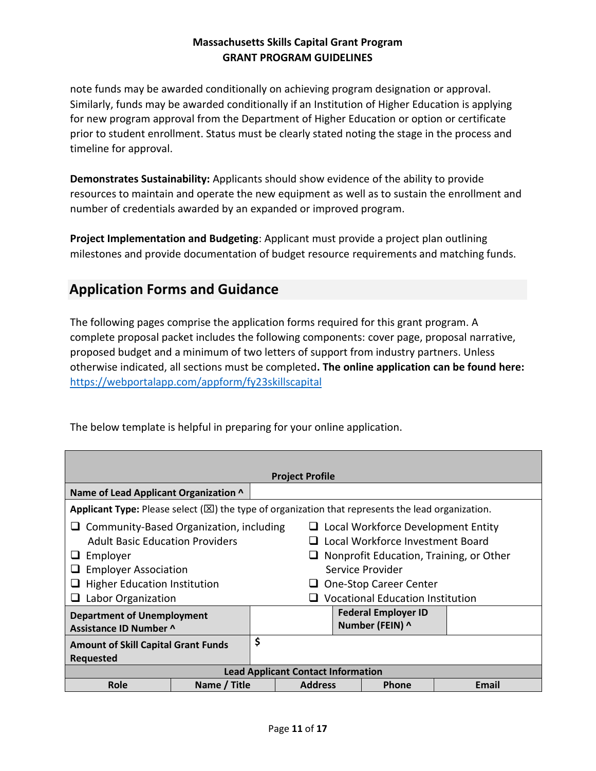note funds may be awarded conditionally on achieving program designation or approval. Similarly, funds may be awarded conditionally if an Institution of Higher Education is applying for new program approval from the Department of Higher Education or option or certificate prior to student enrollment. Status must be clearly stated noting the stage in the process and timeline for approval.

**Demonstrates Sustainability:** Applicants should show evidence of the ability to provide resources to maintain and operate the new equipment as well as to sustain the enrollment and number of credentials awarded by an expanded or improved program.

**Project Implementation and Budgeting**: Applicant must provide a project plan outlining milestones and provide documentation of budget resource requirements and matching funds.

## Application Forms and Guidance

The following pages comprise the application forms required for this grant program. A complete proposal packet includes the following components: cover page, proposal narrative, proposed budget and a minimum of two letters of support from industry partners. Unless otherwise indicated, all sections must be completed**. The online application can be found here:** https://webportalapp.com/appform/fy23skillscapital

The below template is helpful in preparing for your online application.

| **Project Profile** | | | | |
|---|---|---|---|---|
| **Name of Lead Applicant Organization ^** | | | | |
| **Applicant Type:** Please select (☒) the type of organization that represents the lead organization. | | | | |
| ❑ Community-Based Organization, including Adult Basic Education Providers<br>❑ Employer<br>❑ Employer Association<br>❑ Higher Education Institution<br>❑ Labor Organization | | ❑ Local Workforce Development Entity<br>❑ Local Workforce Investment Board<br>❑ Nonprofit Education, Training, or Other Service Provider<br>❑ One-Stop Career Center<br>❑ Vocational Education Institution | | |
| **Department of Unemployment Assistance ID Number ^** | | **Federal Employer ID Number (FEIN) ^** | | |
| **Amount of Skill Capital Grant Funds Requested** | $ | | | |
| **Lead Applicant Contact Information** | | | | |
| **Role** | **Name / Title** | **Address** | **Phone** | **Email** |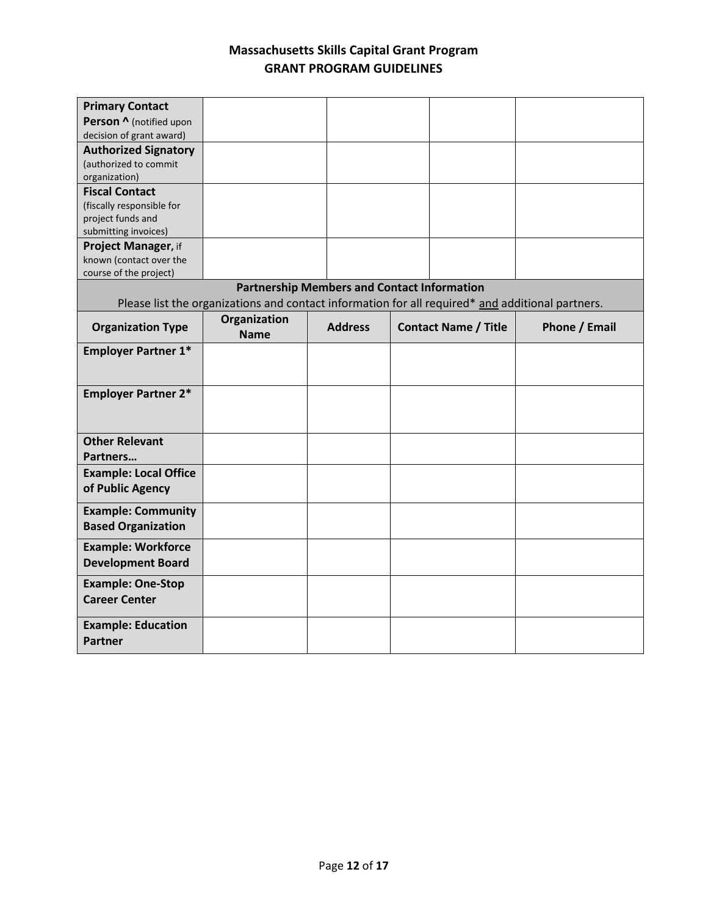| | | | | |
|---|---|---|---|---|
| **Primary Contact Person ^** (notified upon decision of grant award) | | | | |
| **Authorized Signatory** (authorized to commit organization) | | | | |
| **Fiscal Contact** (fiscally responsible for project funds and submitting invoices) | | | | |
| **Project Manager,** if known (contact over the course of the project) | | | | |

**Partnership Members and Contact Information**

Please list the organizations and contact information for all required* and additional partners.

| Organization Type | Organization Name | Address | Contact Name / Title | Phone / Email |
|---|---|---|---|---|
| **Employer Partner 1*** | | | | |
| **Employer Partner 2*** | | | | |
| **Other Relevant Partners…** | | | | |
| **Example: Local Office of Public Agency** | | | | |
| **Example: Community Based Organization** | | | | |
| **Example: Workforce Development Board** | | | | |
| **Example: One-Stop Career Center** | | | | |
| **Example: Education Partner** | | | | |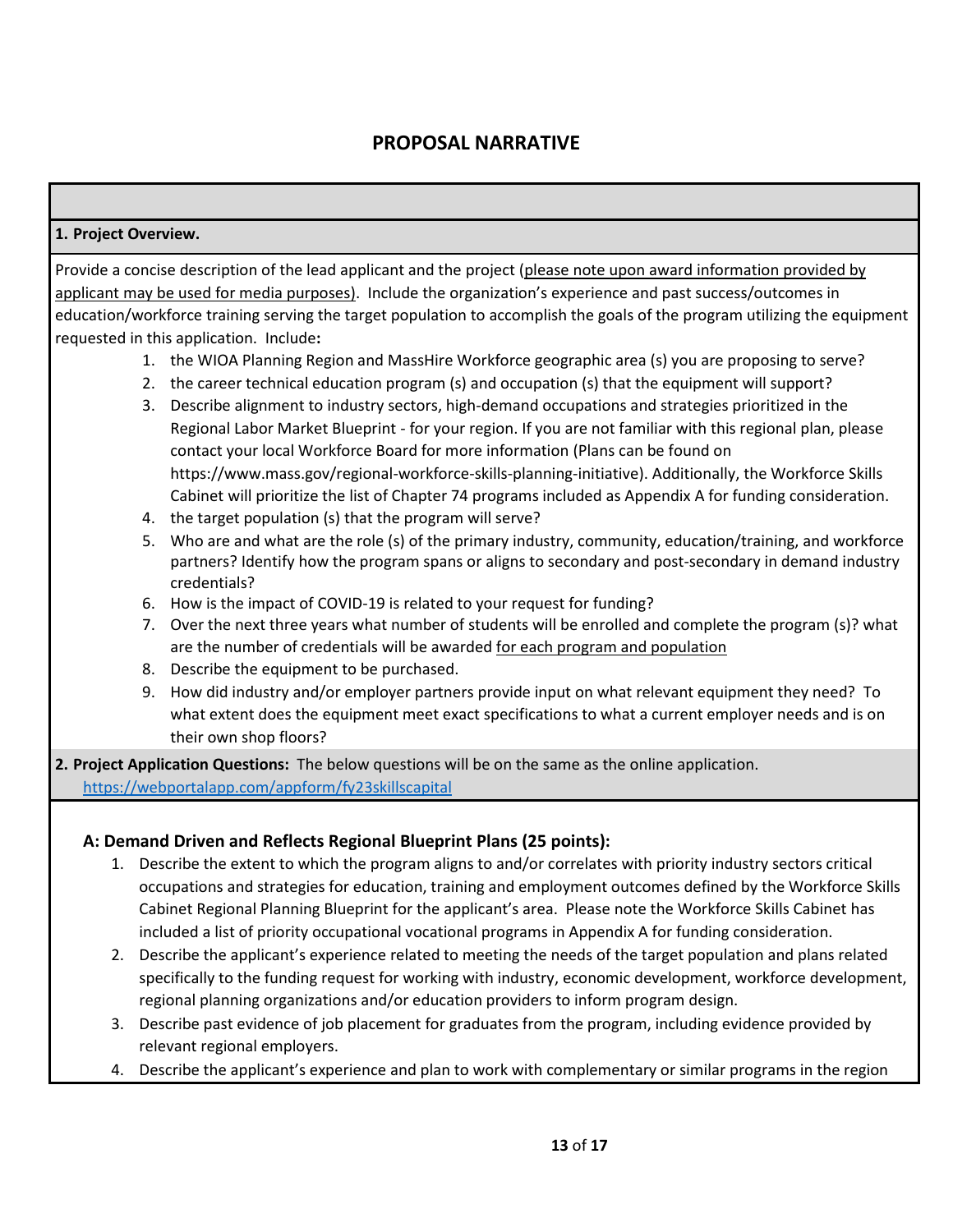## PROPOSAL NARRATIVE

### 1. Project Overview.

Provide a concise description of the lead applicant and the project (please note upon award information provided by applicant may be used for media purposes). Include the organization's experience and past success/outcomes in education/workforce training serving the target population to accomplish the goals of the program utilizing the equipment requested in this application. Include**:**

1. the WIOA Planning Region and MassHire Workforce geographic area (s) you are proposing to serve?
2. the career technical education program (s) and occupation (s) that the equipment will support?
3. Describe alignment to industry sectors, high-demand occupations and strategies prioritized in the Regional Labor Market Blueprint - for your region. If you are not familiar with this regional plan, please contact your local Workforce Board for more information (Plans can be found on https://www.mass.gov/regional-workforce-skills-planning-initiative). Additionally, the Workforce Skills Cabinet will prioritize the list of Chapter 74 programs included as Appendix A for funding consideration.
4. the target population (s) that the program will serve?
5. Who are and what are the role (s) of the primary industry, community, education/training, and workforce partners? Identify how the program spans or aligns to secondary and post-secondary in demand industry credentials?
6. How is the impact of COVID-19 is related to your request for funding?
7. Over the next three years what number of students will be enrolled and complete the program (s)? what are the number of credentials will be awarded for each program and population
8. Describe the equipment to be purchased.
9. How did industry and/or employer partners provide input on what relevant equipment they need? To what extent does the equipment meet exact specifications to what a current employer needs and is on their own shop floors?

### 2. Project Application Questions:

The below questions will be on the same as the online application. https://webportalapp.com/appform/fy23skillscapital

#### A: Demand Driven and Reflects Regional Blueprint Plans (25 points):

1. Describe the extent to which the program aligns to and/or correlates with priority industry sectors critical occupations and strategies for education, training and employment outcomes defined by the Workforce Skills Cabinet Regional Planning Blueprint for the applicant's area. Please note the Workforce Skills Cabinet has included a list of priority occupational vocational programs in Appendix A for funding consideration.
2. Describe the applicant's experience related to meeting the needs of the target population and plans related specifically to the funding request for working with industry, economic development, workforce development, regional planning organizations and/or education providers to inform program design.
3. Describe past evidence of job placement for graduates from the program, including evidence provided by relevant regional employers.
4. Describe the applicant's experience and plan to work with complementary or similar programs in the region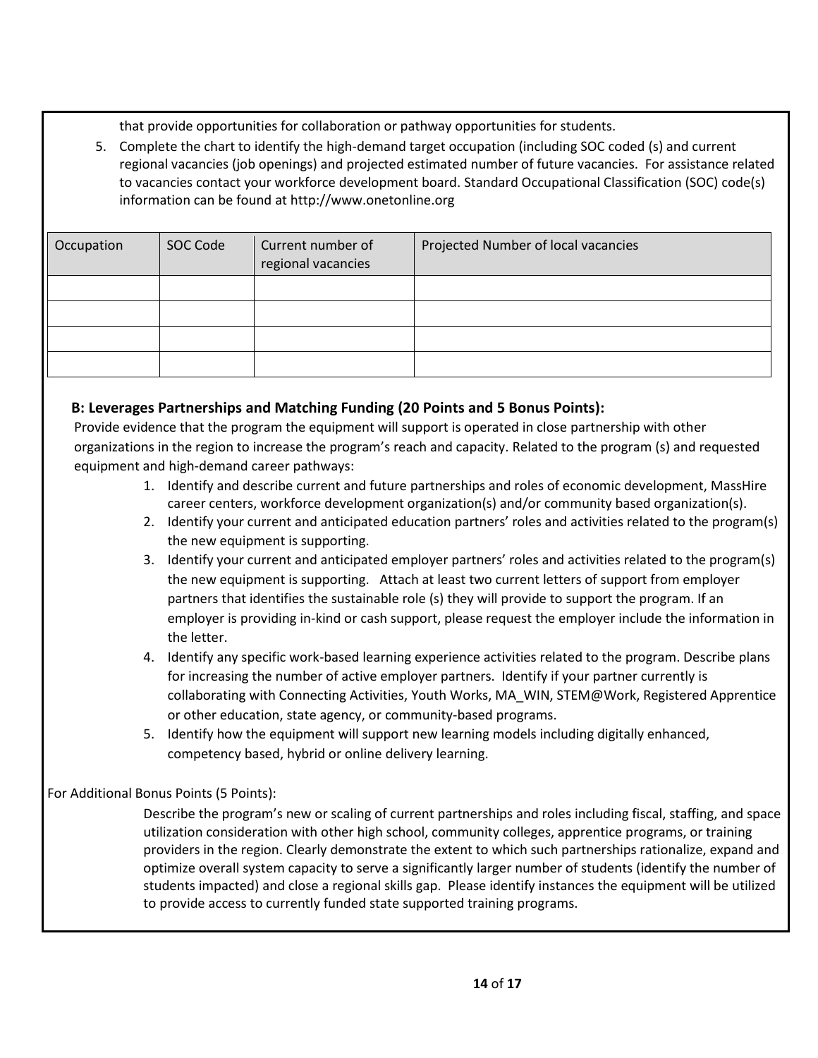that provide opportunities for collaboration or pathway opportunities for students.

5. Complete the chart to identify the high-demand target occupation (including SOC coded (s) and current regional vacancies (job openings) and projected estimated number of future vacancies. For assistance related to vacancies contact your workforce development board. Standard Occupational Classification (SOC) code(s) information can be found at http://www.onetonline.org

| Occupation | SOC Code | Current number of regional vacancies | Projected Number of local vacancies |
|---|---|---|---|
| | | | |
| | | | |
| | | | |
| | | | |

### B: Leverages Partnerships and Matching Funding (20 Points and 5 Bonus Points):

Provide evidence that the program the equipment will support is operated in close partnership with other organizations in the region to increase the program's reach and capacity. Related to the program (s) and requested equipment and high-demand career pathways:

1. Identify and describe current and future partnerships and roles of economic development, MassHire career centers, workforce development organization(s) and/or community based organization(s).
2. Identify your current and anticipated education partners' roles and activities related to the program(s) the new equipment is supporting.
3. Identify your current and anticipated employer partners' roles and activities related to the program(s) the new equipment is supporting. Attach at least two current letters of support from employer partners that identifies the sustainable role (s) they will provide to support the program. If an employer is providing in-kind or cash support, please request the employer include the information in the letter.
4. Identify any specific work-based learning experience activities related to the program. Describe plans for increasing the number of active employer partners. Identify if your partner currently is collaborating with Connecting Activities, Youth Works, MA_WIN, STEM@Work, Registered Apprentice or other education, state agency, or community-based programs.
5. Identify how the equipment will support new learning models including digitally enhanced, competency based, hybrid or online delivery learning.

For Additional Bonus Points (5 Points):

Describe the program's new or scaling of current partnerships and roles including fiscal, staffing, and space utilization consideration with other high school, community colleges, apprentice programs, or training providers in the region. Clearly demonstrate the extent to which such partnerships rationalize, expand and optimize overall system capacity to serve a significantly larger number of students (identify the number of students impacted) and close a regional skills gap. Please identify instances the equipment will be utilized to provide access to currently funded state supported training programs.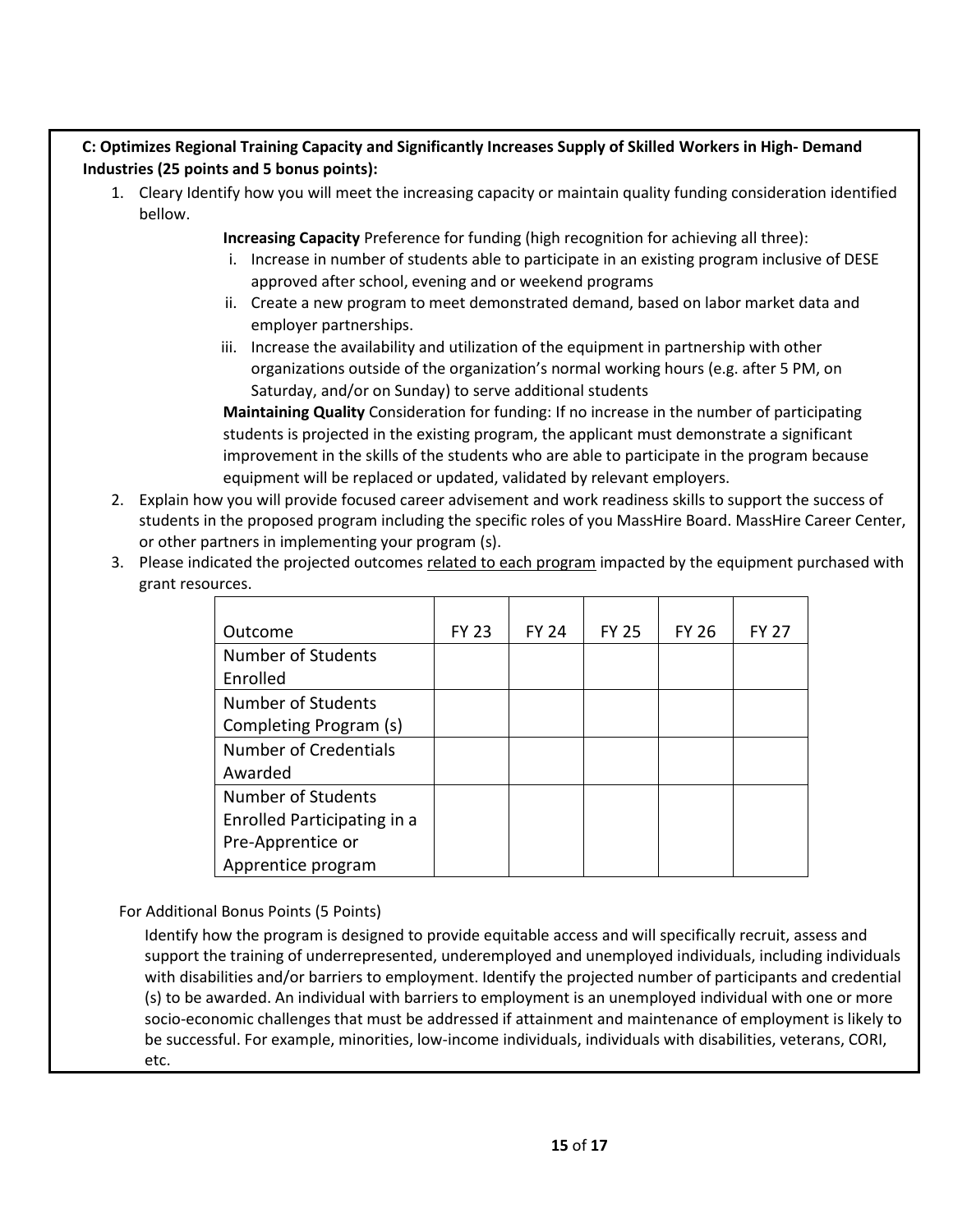**C: Optimizes Regional Training Capacity and Significantly Increases Supply of Skilled Workers in High- Demand Industries (25 points and 5 bonus points):**

1. Cleary Identify how you will meet the increasing capacity or maintain quality funding consideration identified bellow.

   **Increasing Capacity** Preference for funding (high recognition for achieving all three):

   i. Increase in number of students able to participate in an existing program inclusive of DESE approved after school, evening and or weekend programs
   ii. Create a new program to meet demonstrated demand, based on labor market data and employer partnerships.
   iii. Increase the availability and utilization of the equipment in partnership with other organizations outside of the organization's normal working hours (e.g. after 5 PM, on Saturday, and/or on Sunday) to serve additional students

   **Maintaining Quality** Consideration for funding: If no increase in the number of participating students is projected in the existing program, the applicant must demonstrate a significant improvement in the skills of the students who are able to participate in the program because equipment will be replaced or updated, validated by relevant employers.

2. Explain how you will provide focused career advisement and work readiness skills to support the success of students in the proposed program including the specific roles of you MassHire Board. MassHire Career Center, or other partners in implementing your program (s).
3. Please indicated the projected outcomes <u>related to each program</u> impacted by the equipment purchased with grant resources.

| Outcome | FY 23 | FY 24 | FY 25 | FY 26 | FY 27 |
|---|---|---|---|---|---|
| Number of Students Enrolled | | | | | |
| Number of Students Completing Program (s) | | | | | |
| Number of Credentials Awarded | | | | | |
| Number of Students Enrolled Participating in a Pre-Apprentice or Apprentice program | | | | | |

For Additional Bonus Points (5 Points)

Identify how the program is designed to provide equitable access and will specifically recruit, assess and support the training of underrepresented, underemployed and unemployed individuals, including individuals with disabilities and/or barriers to employment. Identify the projected number of participants and credential (s) to be awarded. An individual with barriers to employment is an unemployed individual with one or more socio-economic challenges that must be addressed if attainment and maintenance of employment is likely to be successful. For example, minorities, low-income individuals, individuals with disabilities, veterans, CORI, etc.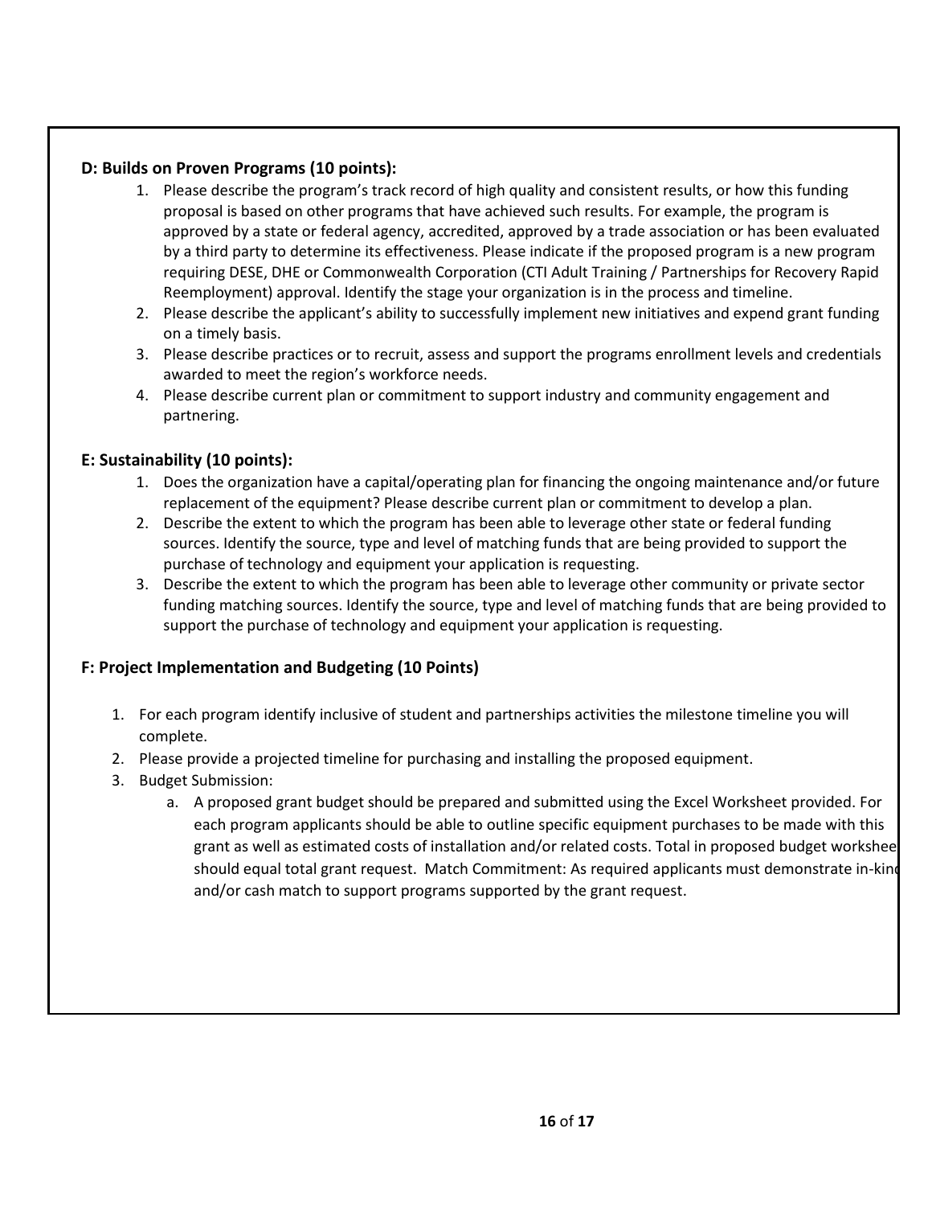### D: Builds on Proven Programs (10 points):

1. Please describe the program's track record of high quality and consistent results, or how this funding proposal is based on other programs that have achieved such results. For example, the program is approved by a state or federal agency, accredited, approved by a trade association or has been evaluated by a third party to determine its effectiveness. Please indicate if the proposed program is a new program requiring DESE, DHE or Commonwealth Corporation (CTI Adult Training / Partnerships for Recovery Rapid Reemployment) approval. Identify the stage your organization is in the process and timeline.
2. Please describe the applicant's ability to successfully implement new initiatives and expend grant funding on a timely basis.
3. Please describe practices or to recruit, assess and support the programs enrollment levels and credentials awarded to meet the region's workforce needs.
4. Please describe current plan or commitment to support industry and community engagement and partnering.

### E: Sustainability (10 points):

1. Does the organization have a capital/operating plan for financing the ongoing maintenance and/or future replacement of the equipment? Please describe current plan or commitment to develop a plan.
2. Describe the extent to which the program has been able to leverage other state or federal funding sources. Identify the source, type and level of matching funds that are being provided to support the purchase of technology and equipment your application is requesting.
3. Describe the extent to which the program has been able to leverage other community or private sector funding matching sources. Identify the source, type and level of matching funds that are being provided to support the purchase of technology and equipment your application is requesting.

### F: Project Implementation and Budgeting (10 Points)

1. For each program identify inclusive of student and partnerships activities the milestone timeline you will complete.
2. Please provide a projected timeline for purchasing and installing the proposed equipment.
3. Budget Submission:
   a. A proposed grant budget should be prepared and submitted using the Excel Worksheet provided. For each program applicants should be able to outline specific equipment purchases to be made with this grant as well as estimated costs of installation and/or related costs. Total in proposed budget worksheet should equal total grant request. Match Commitment: As required applicants must demonstrate in-kind and/or cash match to support programs supported by the grant request.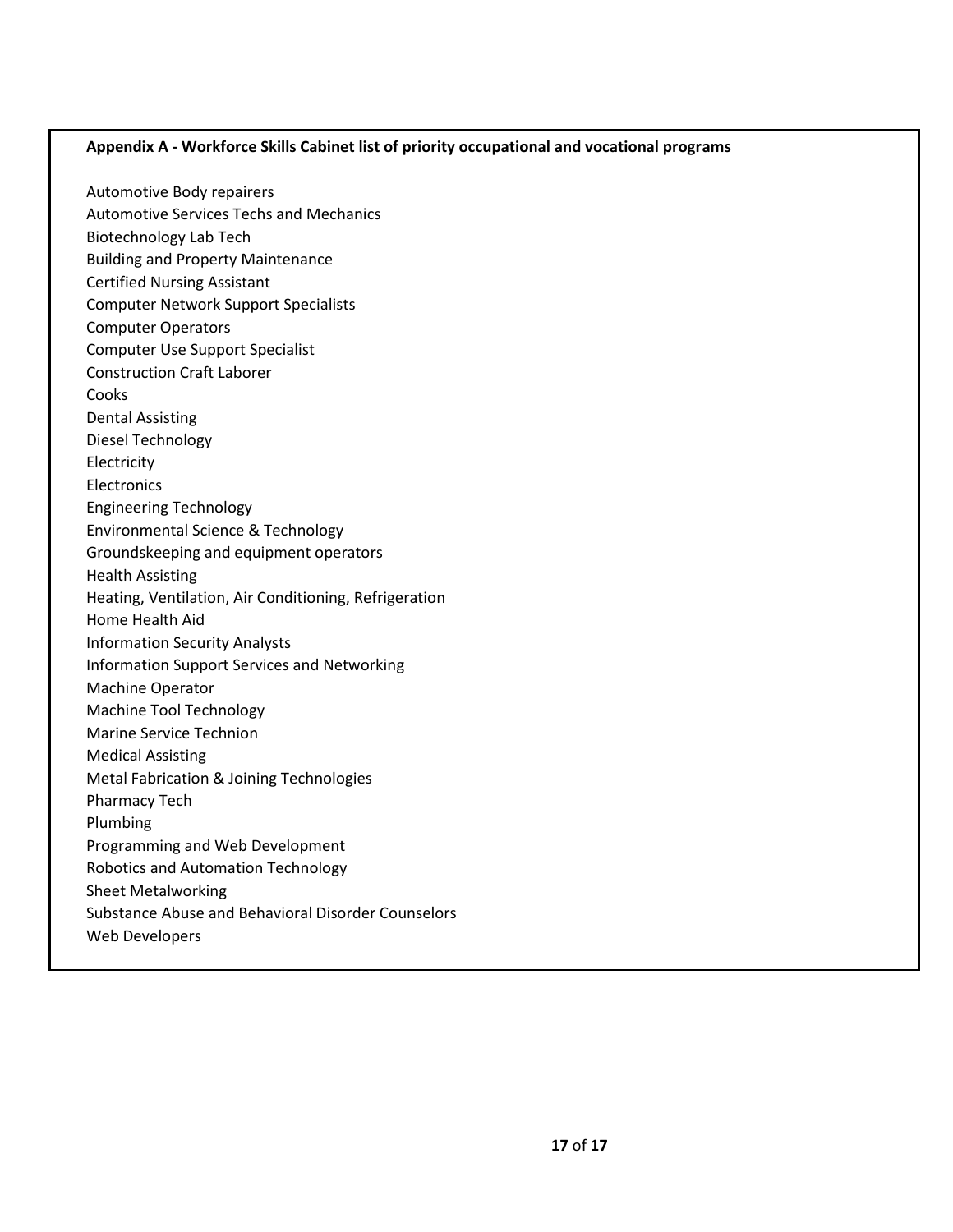**Appendix A - Workforce Skills Cabinet list of priority occupational and vocational programs**

Automotive Body repairers
Automotive Services Techs and Mechanics
Biotechnology Lab Tech
Building and Property Maintenance
Certified Nursing Assistant
Computer Network Support Specialists
Computer Operators
Computer Use Support Specialist
Construction Craft Laborer
Cooks
Dental Assisting
Diesel Technology
Electricity
Electronics
Engineering Technology
Environmental Science & Technology
Groundskeeping and equipment operators
Health Assisting
Heating, Ventilation, Air Conditioning, Refrigeration
Home Health Aid
Information Security Analysts
Information Support Services and Networking
Machine Operator
Machine Tool Technology
Marine Service Technion
Medical Assisting
Metal Fabrication & Joining Technologies
Pharmacy Tech
Plumbing
Programming and Web Development
Robotics and Automation Technology
Sheet Metalworking
Substance Abuse and Behavioral Disorder Counselors
Web Developers